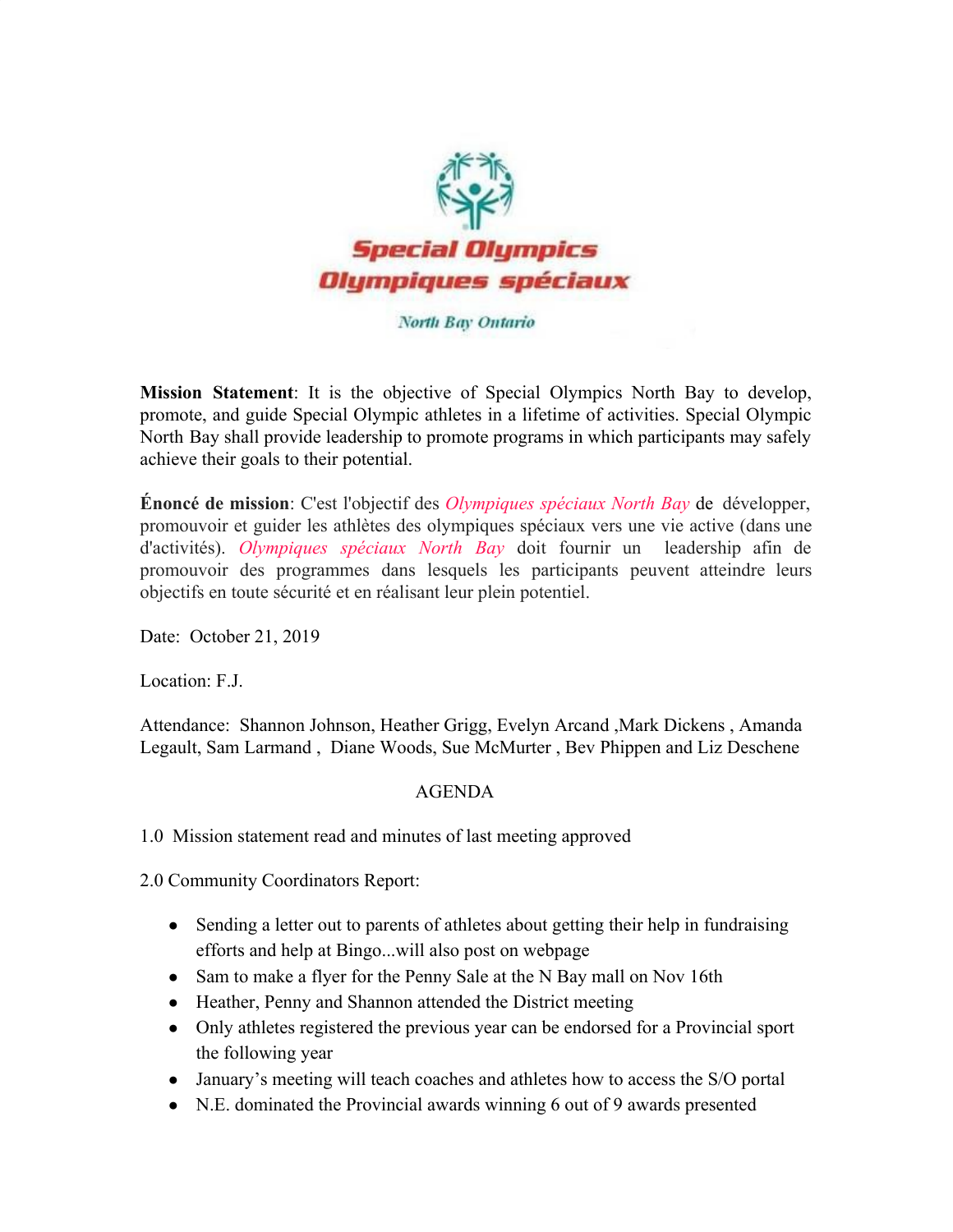Special Olympics
Olympiques spéciaux

North Bay Ontario

**Mission Statement**: It is the objective of Special Olympics North Bay to develop, promote, and guide Special Olympic athletes in a lifetime of activities. Special Olympic North Bay shall provide leadership to promote programs in which participants may safely achieve their goals to their potential.

**Énoncé de mission**: C'est l'objectif des *Olympiques spéciaux North Bay* de développer, promouvoir et guider les athlètes des olympiques spéciaux vers une vie active (dans une d'activités). *Olympiques spéciaux North Bay* doit fournir un leadership afin de promouvoir des programmes dans lesquels les participants peuvent atteindre leurs objectifs en toute sécurité et en réalisant leur plein potentiel.

Date: October 21, 2019

Location: F.J.

Attendance: Shannon Johnson, Heather Grigg, Evelyn Arcand ,Mark Dickens , Amanda Legault, Sam Larmand , Diane Woods, Sue McMurter , Bev Phippen and Liz Deschene

AGENDA

1.0 Mission statement read and minutes of last meeting approved

2.0 Community Coordinators Report:

- Sending a letter out to parents of athletes about getting their help in fundraising efforts and help at Bingo...will also post on webpage
- Sam to make a flyer for the Penny Sale at the N Bay mall on Nov 16th
- Heather, Penny and Shannon attended the District meeting
- Only athletes registered the previous year can be endorsed for a Provincial sport the following year
- January's meeting will teach coaches and athletes how to access the S/O portal
- N.E. dominated the Provincial awards winning 6 out of 9 awards presented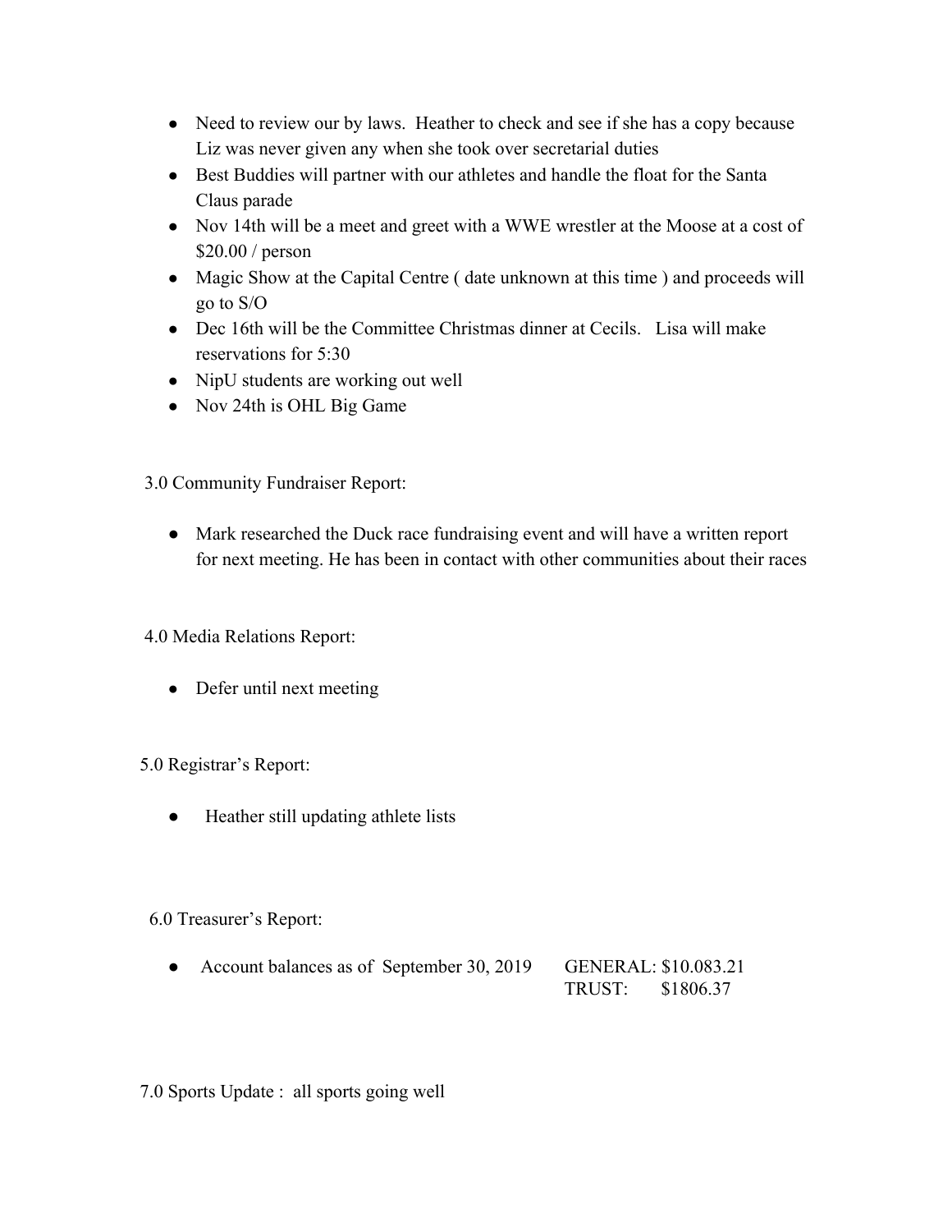- Need to review our by laws.  Heather to check and see if she has a copy because Liz was never given any when she took over secretarial duties
- Best Buddies will partner with our athletes and handle the float for the Santa Claus parade
- Nov 14th will be a meet and greet with a WWE wrestler at the Moose at a cost of $20.00 / person
- Magic Show at the Capital Centre ( date unknown at this time ) and proceeds will go to S/O
- Dec 16th will be the Committee Christmas dinner at Cecils.   Lisa will make reservations for 5:30
- NipU students are working out well
- Nov 24th is OHL Big Game

3.0 Community Fundraiser Report:

- Mark researched the Duck race fundraising event and will have a written report for next meeting. He has been in contact with other communities about their races

4.0 Media Relations Report:

- Defer until next meeting

5.0 Registrar's Report:

- Heather still updating athlete lists

6.0 Treasurer's Report:

- Account balances as of  September 30, 2019      GENERAL: $10.083.21
  TRUST:      $1806.37

7.0 Sports Update :  all sports going well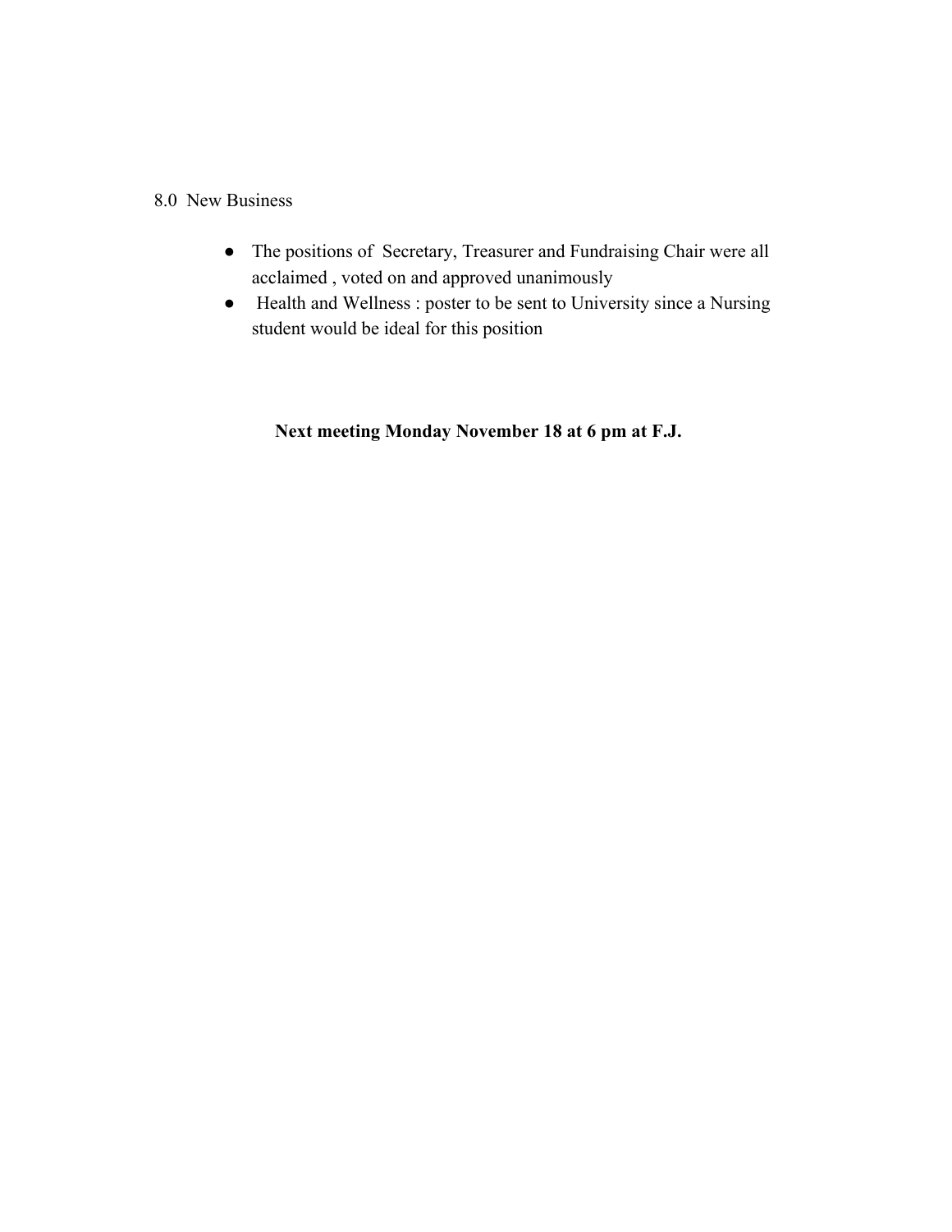## 8.0 New Business

- The positions of Secretary, Treasurer and Fundraising Chair were all acclaimed , voted on and approved unanimously
- Health and Wellness : poster to be sent to University since a Nursing student would be ideal for this position

**Next meeting Monday November 18 at 6 pm at F.J.**